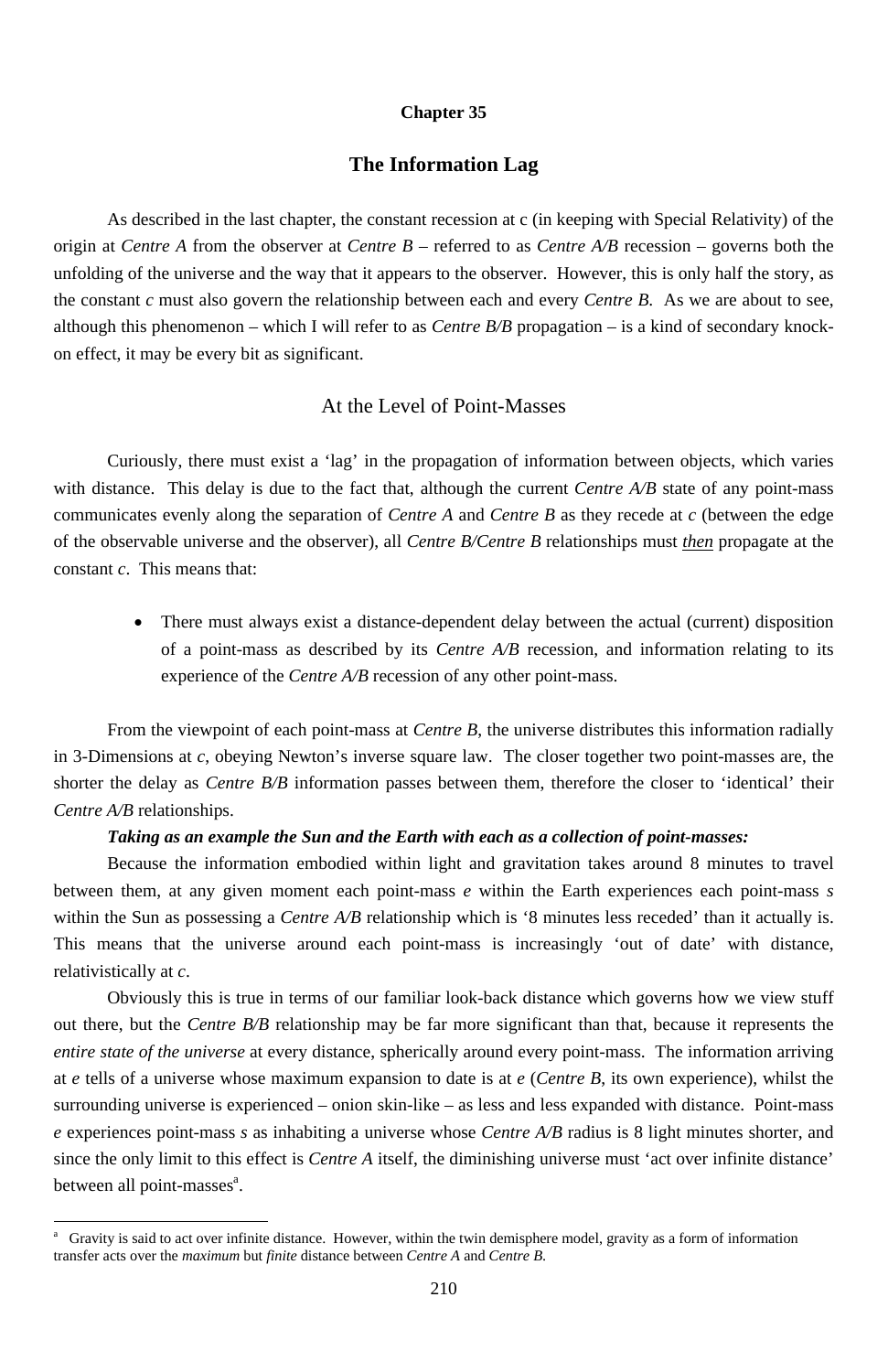# Chapter 35

## The Information Lag

As described in the last chapter, the constant recession at c (in keeping with Special Relativity) of the origin at *Centre A* from the observer at *Centre B* – referred to as *Centre A/B* recession – governs both the unfolding of the universe and the way that it appears to the observer. However, this is only half the story, as the constant *c* must also govern the relationship between each and every *Centre B.* As we are about to see, although this phenomenon – which I will refer to as *Centre B/B* propagation – is a kind of secondary knock-on effect, it may be every bit as significant.

### At the Level of Point-Masses

Curiously, there must exist a 'lag' in the propagation of information between objects, which varies with distance. This delay is due to the fact that, although the current *Centre A/B* state of any point-mass communicates evenly along the separation of *Centre A* and *Centre B* as they recede at *c* (between the edge of the observable universe and the observer), all *Centre B/Centre B* relationships must ***then*** propagate at the constant *c*. This means that:

- There must always exist a distance-dependent delay between the actual (current) disposition of a point-mass as described by its *Centre A/B* recession, and information relating to its experience of the *Centre A/B* recession of any other point-mass.

From the viewpoint of each point-mass at *Centre B*, the universe distributes this information radially in 3-Dimensions at *c*, obeying Newton's inverse square law. The closer together two point-masses are, the shorter the delay as *Centre B/B* information passes between them, therefore the closer to 'identical' their *Centre A/B* relationships.

***Taking as an example the Sun and the Earth with each as a collection of point-masses:***

Because the information embodied within light and gravitation takes around 8 minutes to travel between them, at any given moment each point-mass *e* within the Earth experiences each point-mass *s* within the Sun as possessing a *Centre A/B* relationship which is '8 minutes less receded' than it actually is. This means that the universe around each point-mass is increasingly 'out of date' with distance, relativistically at *c*.

Obviously this is true in terms of our familiar look-back distance which governs how we view stuff out there, but the *Centre B/B* relationship may be far more significant than that, because it represents the *entire state of the universe* at every distance, spherically around every point-mass. The information arriving at *e* tells of a universe whose maximum expansion to date is at *e* (*Centre B*, its own experience), whilst the surrounding universe is experienced – onion skin-like – as less and less expanded with distance. Point-mass *e* experiences point-mass *s* as inhabiting a universe whose *Centre A/B* radius is 8 light minutes shorter, and since the only limit to this effect is *Centre A* itself, the diminishing universe must 'act over infinite distance' between all point-masses[a].

---

[a] Gravity is said to act over infinite distance. However, within the twin demisphere model, gravity as a form of information transfer acts over the *maximum* but *finite* distance between *Centre A* and *Centre B.*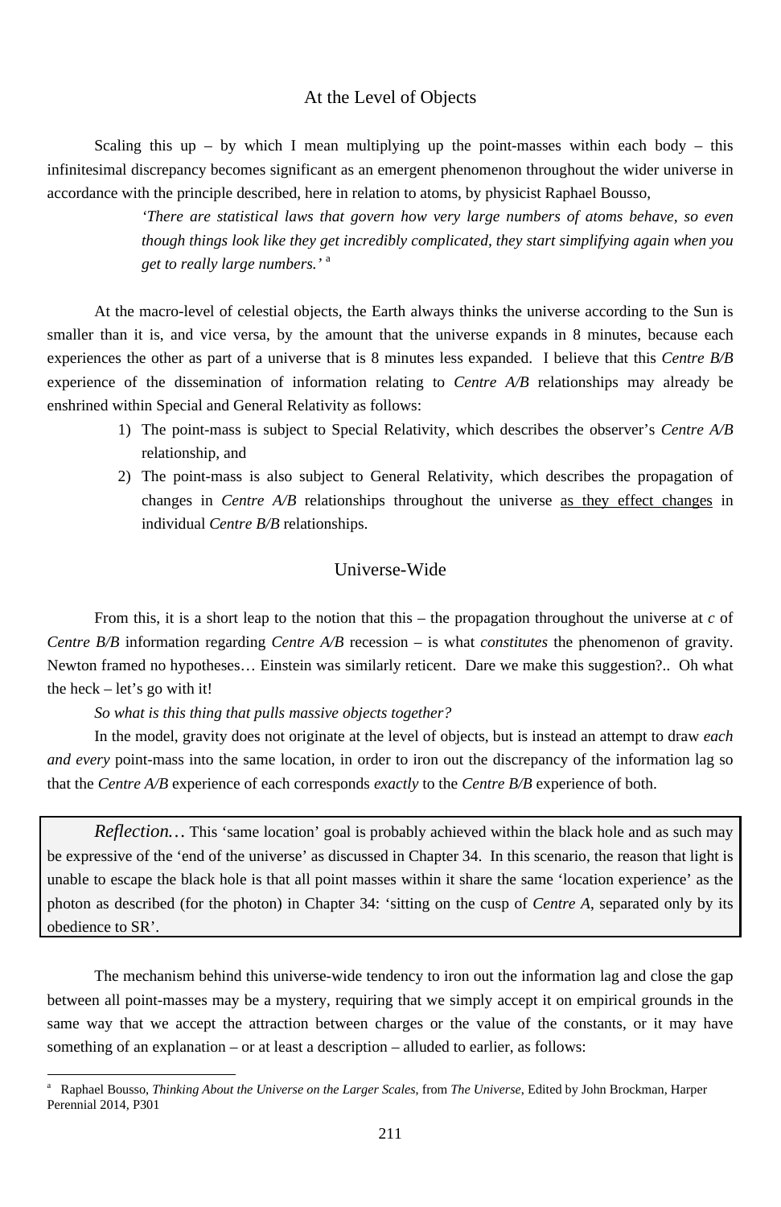## At the Level of Objects

Scaling this up – by which I mean multiplying up the point-masses within each body – this infinitesimal discrepancy becomes significant as an emergent phenomenon throughout the wider universe in accordance with the principle described, here in relation to atoms, by physicist Raphael Bousso,

> *'There are statistical laws that govern how very large numbers of atoms behave, so even though things look like they get incredibly complicated, they start simplifying again when you get to really large numbers.'* [a]

At the macro-level of celestial objects, the Earth always thinks the universe according to the Sun is smaller than it is, and vice versa, by the amount that the universe expands in 8 minutes, because each experiences the other as part of a universe that is 8 minutes less expanded. I believe that this *Centre B/B* experience of the dissemination of information relating to *Centre A/B* relationships may already be enshrined within Special and General Relativity as follows:

1) The point-mass is subject to Special Relativity, which describes the observer's *Centre A/B* relationship, and
2) The point-mass is also subject to General Relativity, which describes the propagation of changes in *Centre A/B* relationships throughout the universe <u>as they effect changes</u> in individual *Centre B/B* relationships.

## Universe-Wide

From this, it is a short leap to the notion that this – the propagation throughout the universe at *c* of *Centre B/B* information regarding *Centre A/B* recession – is what *constitutes* the phenomenon of gravity. Newton framed no hypotheses… Einstein was similarly reticent. Dare we make this suggestion?.. Oh what the heck – let's go with it!

*So what is this thing that pulls massive objects together?*

In the model, gravity does not originate at the level of objects, but is instead an attempt to draw *each and every* point-mass into the same location, in order to iron out the discrepancy of the information lag so that the *Centre A/B* experience of each corresponds *exactly* to the *Centre B/B* experience of both.

> *Reflection…* This 'same location' goal is probably achieved within the black hole and as such may be expressive of the 'end of the universe' as discussed in Chapter 34. In this scenario, the reason that light is unable to escape the black hole is that all point masses within it share the same 'location experience' as the photon as described (for the photon) in Chapter 34: 'sitting on the cusp of *Centre A*, separated only by its obedience to SR'.

The mechanism behind this universe-wide tendency to iron out the information lag and close the gap between all point-masses may be a mystery, requiring that we simply accept it on empirical grounds in the same way that we accept the attraction between charges or the value of the constants, or it may have something of an explanation – or at least a description – alluded to earlier, as follows:

---

[a] Raphael Bousso, *Thinking About the Universe on the Larger Scales*, from *The Universe*, Edited by John Brockman, Harper Perennial 2014, P301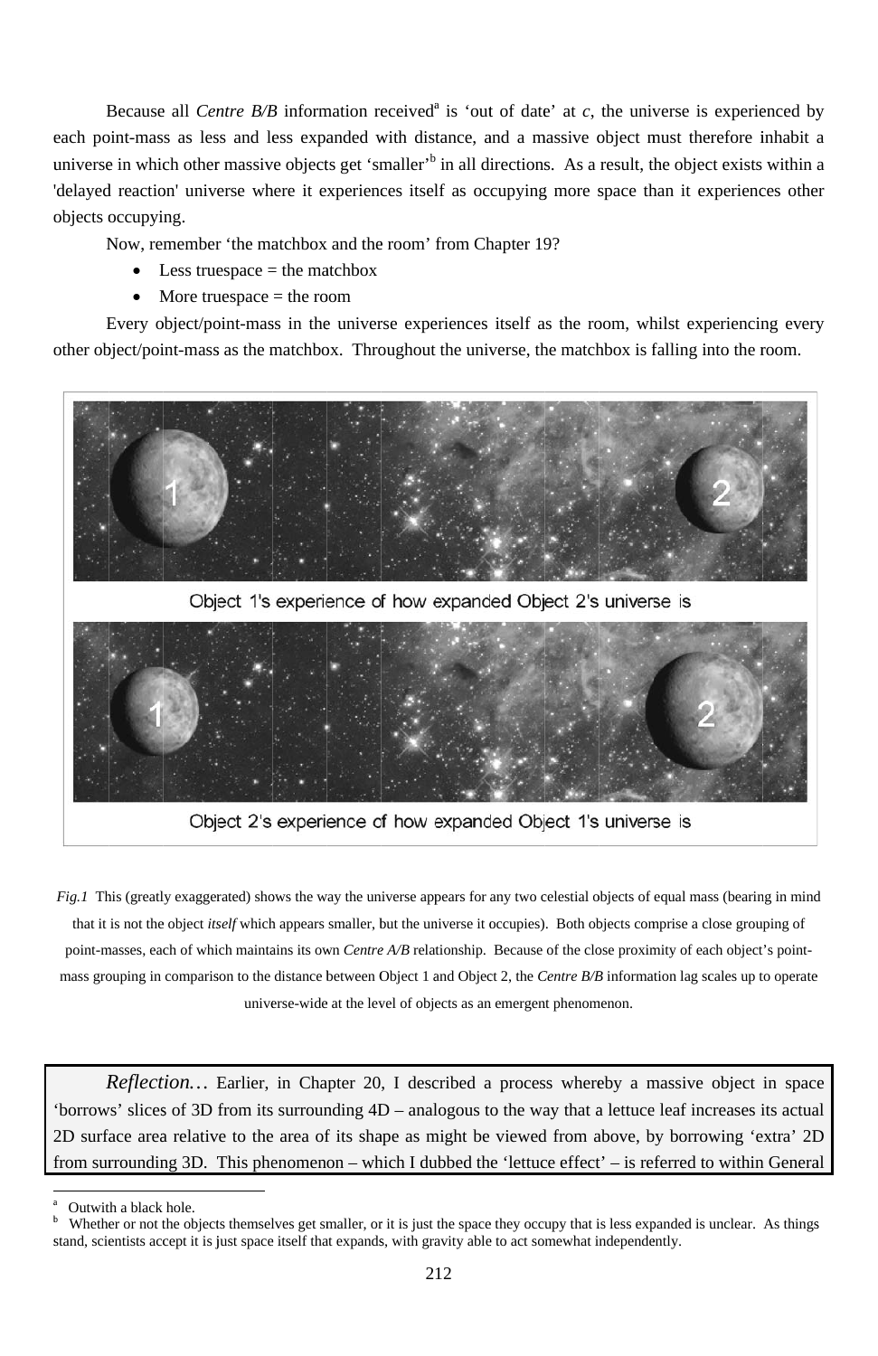Because all *Centre B/B* information received[a] is 'out of date' at *c*, the universe is experienced by each point-mass as less and less expanded with distance, and a massive object must therefore inhabit a universe in which other massive objects get 'smaller'[b] in all directions. As a result, the object exists within a 'delayed reaction' universe where it experiences itself as occupying more space than it experiences other objects occupying.

Now, remember 'the matchbox and the room' from Chapter 19?

- Less truespace = the matchbox
- More truespace = the room

Every object/point-mass in the universe experiences itself as the room, whilst experiencing every other object/point-mass as the matchbox. Throughout the universe, the matchbox is falling into the room.

Object 1's experience of how expanded Object 2's universe is

Object 2's experience of how expanded Object 1's universe is

*Fig.1* This (greatly exaggerated) shows the way the universe appears for any two celestial objects of equal mass (bearing in mind that it is not the object *itself* which appears smaller, but the universe it occupies). Both objects comprise a close grouping of point-masses, each of which maintains its own *Centre A/B* relationship. Because of the close proximity of each object's point-mass grouping in comparison to the distance between Object 1 and Object 2, the *Centre B/B* information lag scales up to operate universe-wide at the level of objects as an emergent phenomenon.

> *Reflection…* Earlier, in Chapter 20, I described a process whereby a massive object in space 'borrows' slices of 3D from its surrounding 4D – analogous to the way that a lettuce leaf increases its actual 2D surface area relative to the area of its shape as might be viewed from above, by borrowing 'extra' 2D from surrounding 3D. This phenomenon – which I dubbed the 'lettuce effect' – is referred to within General

[a] Outwith a black hole.

[b] Whether or not the objects themselves get smaller, or it is just the space they occupy that is less expanded is unclear. As things stand, scientists accept it is just space itself that expands, with gravity able to act somewhat independently.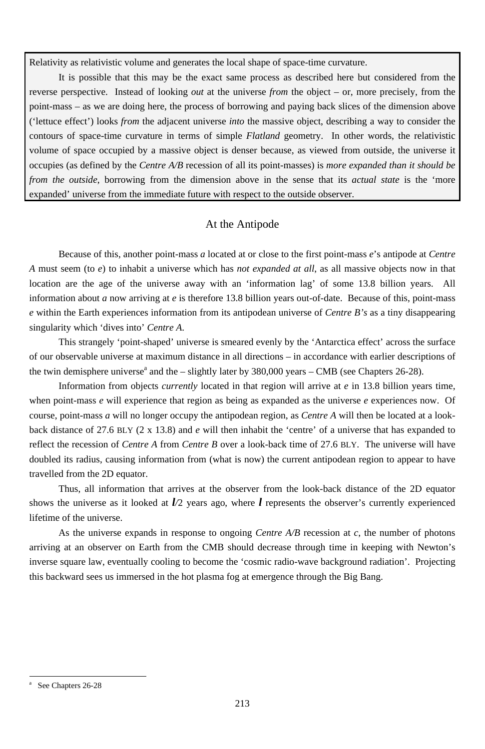Relativity as relativistic volume and generates the local shape of space-time curvature.

It is possible that this may be the exact same process as described here but considered from the reverse perspective. Instead of looking *out* at the universe *from* the object – or, more precisely, from the point-mass – as we are doing here, the process of borrowing and paying back slices of the dimension above ('lettuce effect') looks *from* the adjacent universe *into* the massive object, describing a way to consider the contours of space-time curvature in terms of simple *Flatland* geometry. In other words, the relativistic volume of space occupied by a massive object is denser because, as viewed from outside, the universe it occupies (as defined by the *Centre A/B* recession of all its point-masses) is *more expanded than it should be from the outside*, borrowing from the dimension above in the sense that its *actual state* is the 'more expanded' universe from the immediate future with respect to the outside observer.

## At the Antipode

Because of this, another point-mass *a* located at or close to the first point-mass *e*'s antipode at *Centre A* must seem (to *e*) to inhabit a universe which has *not expanded at all*, as all massive objects now in that location are the age of the universe away with an 'information lag' of some 13.8 billion years. All information about *a* now arriving at *e* is therefore 13.8 billion years out-of-date. Because of this, point-mass *e* within the Earth experiences information from its antipodean universe of *Centre B's* as a tiny disappearing singularity which 'dives into' *Centre A*.

This strangely 'point-shaped' universe is smeared evenly by the 'Antarctica effect' across the surface of our observable universe at maximum distance in all directions – in accordance with earlier descriptions of the twin demisphere universe[a] and the – slightly later by 380,000 years – CMB (see Chapters 26-28).

Information from objects *currently* located in that region will arrive at *e* in 13.8 billion years time, when point-mass *e* will experience that region as being as expanded as the universe *e* experiences now. Of course, point-mass *a* will no longer occupy the antipodean region, as *Centre A* will then be located at a look-back distance of 27.6 BLY (2 x 13.8) and *e* will then inhabit the 'centre' of a universe that has expanded to reflect the recession of *Centre A* from *Centre B* over a look-back time of 27.6 BLY. The universe will have doubled its radius, causing information from (what is now) the current antipodean region to appear to have travelled from the 2D equator.

Thus, all information that arrives at the observer from the look-back distance of the 2D equator shows the universe as it looked at $l/2$ years ago, where $l$ represents the observer's currently experienced lifetime of the universe.

As the universe expands in response to ongoing *Centre A/B* recession at *c*, the number of photons arriving at an observer on Earth from the CMB should decrease through time in keeping with Newton's inverse square law, eventually cooling to become the 'cosmic radio-wave background radiation'. Projecting this backward sees us immersed in the hot plasma fog at emergence through the Big Bang.

---

[a] See Chapters 26-28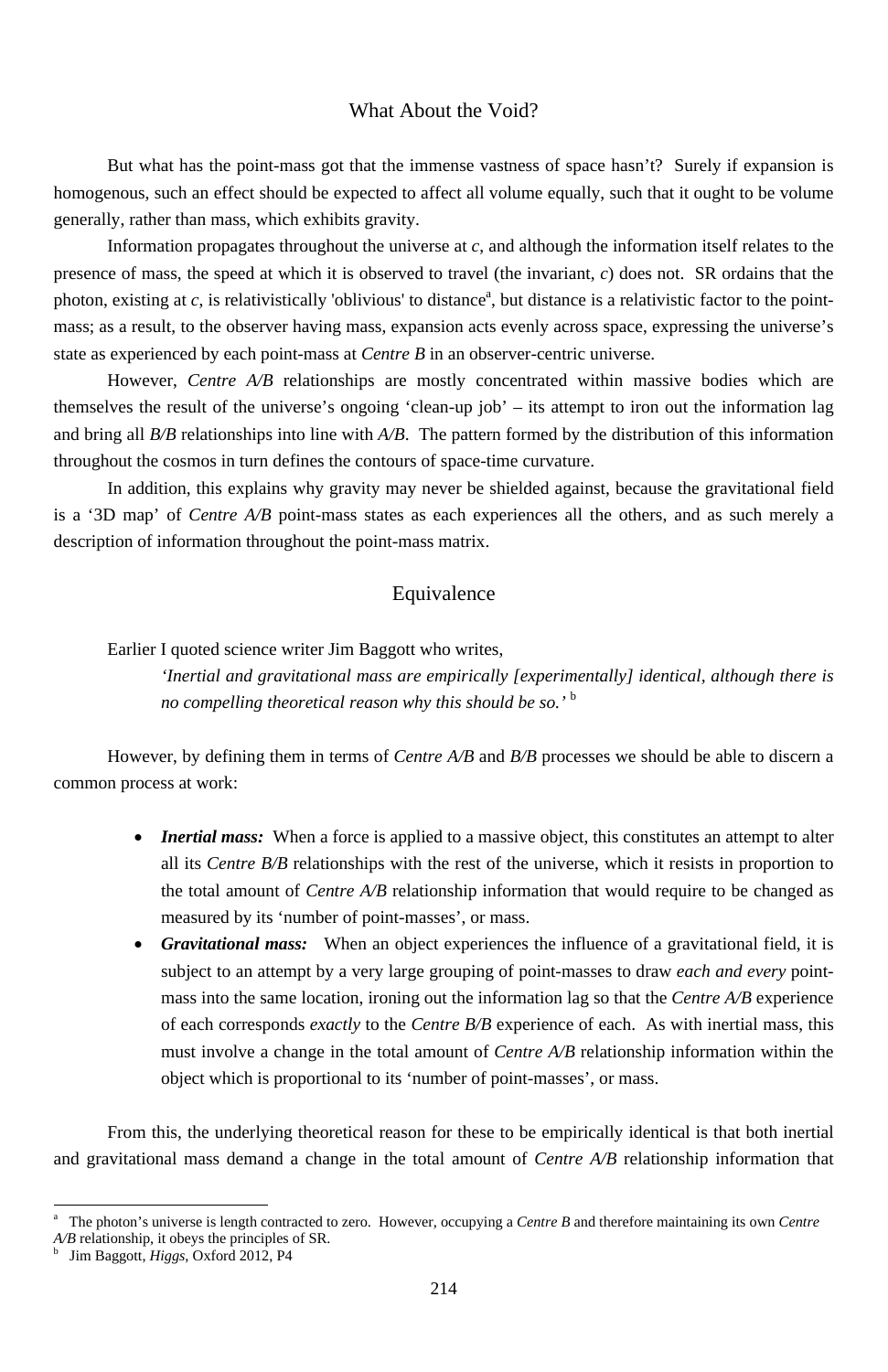## What About the Void?

But what has the point-mass got that the immense vastness of space hasn't? Surely if expansion is homogenous, such an effect should be expected to affect all volume equally, such that it ought to be volume generally, rather than mass, which exhibits gravity.

Information propagates throughout the universe at *c*, and although the information itself relates to the presence of mass, the speed at which it is observed to travel (the invariant, *c*) does not. SR ordains that the photon, existing at *c*, is relativistically 'oblivious' to distance[a], but distance is a relativistic factor to the point-mass; as a result, to the observer having mass, expansion acts evenly across space, expressing the universe's state as experienced by each point-mass at *Centre B* in an observer-centric universe.

However, *Centre A/B* relationships are mostly concentrated within massive bodies which are themselves the result of the universe's ongoing 'clean-up job' – its attempt to iron out the information lag and bring all *B/B* relationships into line with *A/B*. The pattern formed by the distribution of this information throughout the cosmos in turn defines the contours of space-time curvature.

In addition, this explains why gravity may never be shielded against, because the gravitational field is a '3D map' of *Centre A/B* point-mass states as each experiences all the others, and as such merely a description of information throughout the point-mass matrix.

## Equivalence

Earlier I quoted science writer Jim Baggott who writes,

> *'Inertial and gravitational mass are empirically [experimentally] identical, although there is no compelling theoretical reason why this should be so.'* [b]

However, by defining them in terms of *Centre A/B* and *B/B* processes we should be able to discern a common process at work:

- ***Inertial mass:*** When a force is applied to a massive object, this constitutes an attempt to alter all its *Centre B/B* relationships with the rest of the universe, which it resists in proportion to the total amount of *Centre A/B* relationship information that would require to be changed as measured by its 'number of point-masses', or mass.
- ***Gravitational mass:*** When an object experiences the influence of a gravitational field, it is subject to an attempt by a very large grouping of point-masses to draw *each and every* point-mass into the same location, ironing out the information lag so that the *Centre A/B* experience of each corresponds *exactly* to the *Centre B/B* experience of each. As with inertial mass, this must involve a change in the total amount of *Centre A/B* relationship information within the object which is proportional to its 'number of point-masses', or mass.

From this, the underlying theoretical reason for these to be empirically identical is that both inertial and gravitational mass demand a change in the total amount of *Centre A/B* relationship information that

---

[a] The photon's universe is length contracted to zero. However, occupying a *Centre B* and therefore maintaining its own *Centre A/B* relationship, it obeys the principles of SR.

[b] Jim Baggott, *Higgs*, Oxford 2012, P4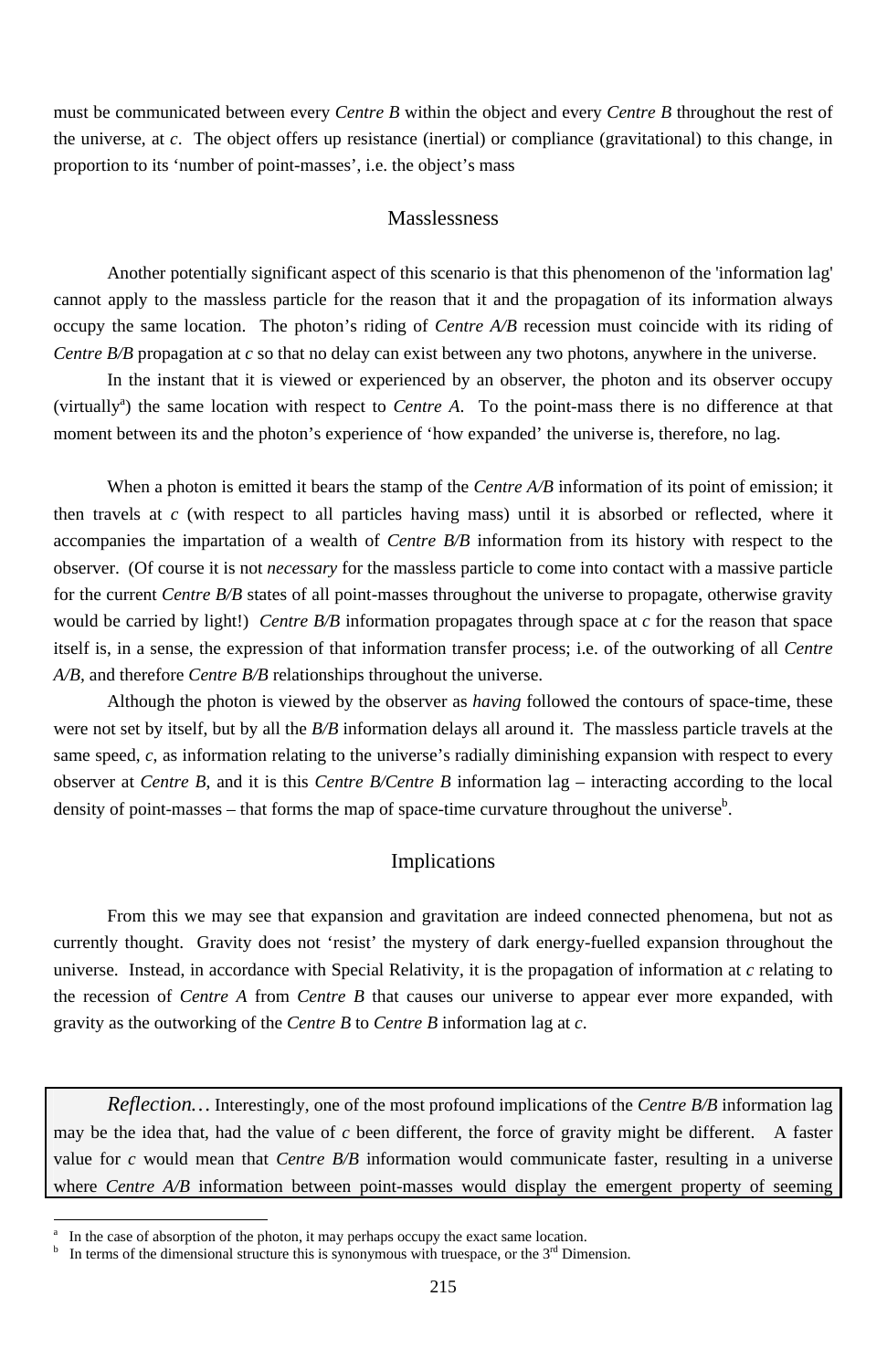must be communicated between every *Centre B* within the object and every *Centre B* throughout the rest of the universe, at *c*. The object offers up resistance (inertial) or compliance (gravitational) to this change, in proportion to its 'number of point-masses', i.e. the object's mass

## Masslessness

Another potentially significant aspect of this scenario is that this phenomenon of the 'information lag' cannot apply to the massless particle for the reason that it and the propagation of its information always occupy the same location. The photon's riding of *Centre A/B* recession must coincide with its riding of *Centre B/B* propagation at *c* so that no delay can exist between any two photons, anywhere in the universe.

In the instant that it is viewed or experienced by an observer, the photon and its observer occupy (virtually[a]) the same location with respect to *Centre A*. To the point-mass there is no difference at that moment between its and the photon's experience of 'how expanded' the universe is, therefore, no lag.

When a photon is emitted it bears the stamp of the *Centre A/B* information of its point of emission; it then travels at *c* (with respect to all particles having mass) until it is absorbed or reflected, where it accompanies the impartation of a wealth of *Centre B/B* information from its history with respect to the observer. (Of course it is not *necessary* for the massless particle to come into contact with a massive particle for the current *Centre B/B* states of all point-masses throughout the universe to propagate, otherwise gravity would be carried by light!) *Centre B/B* information propagates through space at *c* for the reason that space itself is, in a sense, the expression of that information transfer process; i.e. of the outworking of all *Centre A/B,* and therefore *Centre B/B* relationships throughout the universe.

Although the photon is viewed by the observer as *having* followed the contours of space-time, these were not set by itself, but by all the *B/B* information delays all around it. The massless particle travels at the same speed, *c*, as information relating to the universe's radially diminishing expansion with respect to every observer at *Centre B*, and it is this *Centre B/Centre B* information lag – interacting according to the local density of point-masses – that forms the map of space-time curvature throughout the universe[b].

## Implications

From this we may see that expansion and gravitation are indeed connected phenomena, but not as currently thought. Gravity does not 'resist' the mystery of dark energy-fuelled expansion throughout the universe. Instead, in accordance with Special Relativity, it is the propagation of information at *c* relating to the recession of *Centre A* from *Centre B* that causes our universe to appear ever more expanded, with gravity as the outworking of the *Centre B* to *Centre B* information lag at *c*.

> *Reflection…* Interestingly, one of the most profound implications of the *Centre B/B* information lag may be the idea that, had the value of *c* been different, the force of gravity might be different. A faster value for *c* would mean that *Centre B/B* information would communicate faster, resulting in a universe where *Centre A/B* information between point-masses would display the emergent property of seeming

---

[a] In the case of absorption of the photon, it may perhaps occupy the exact same location.

[b] In terms of the dimensional structure this is synonymous with truespace, or the 3rd Dimension.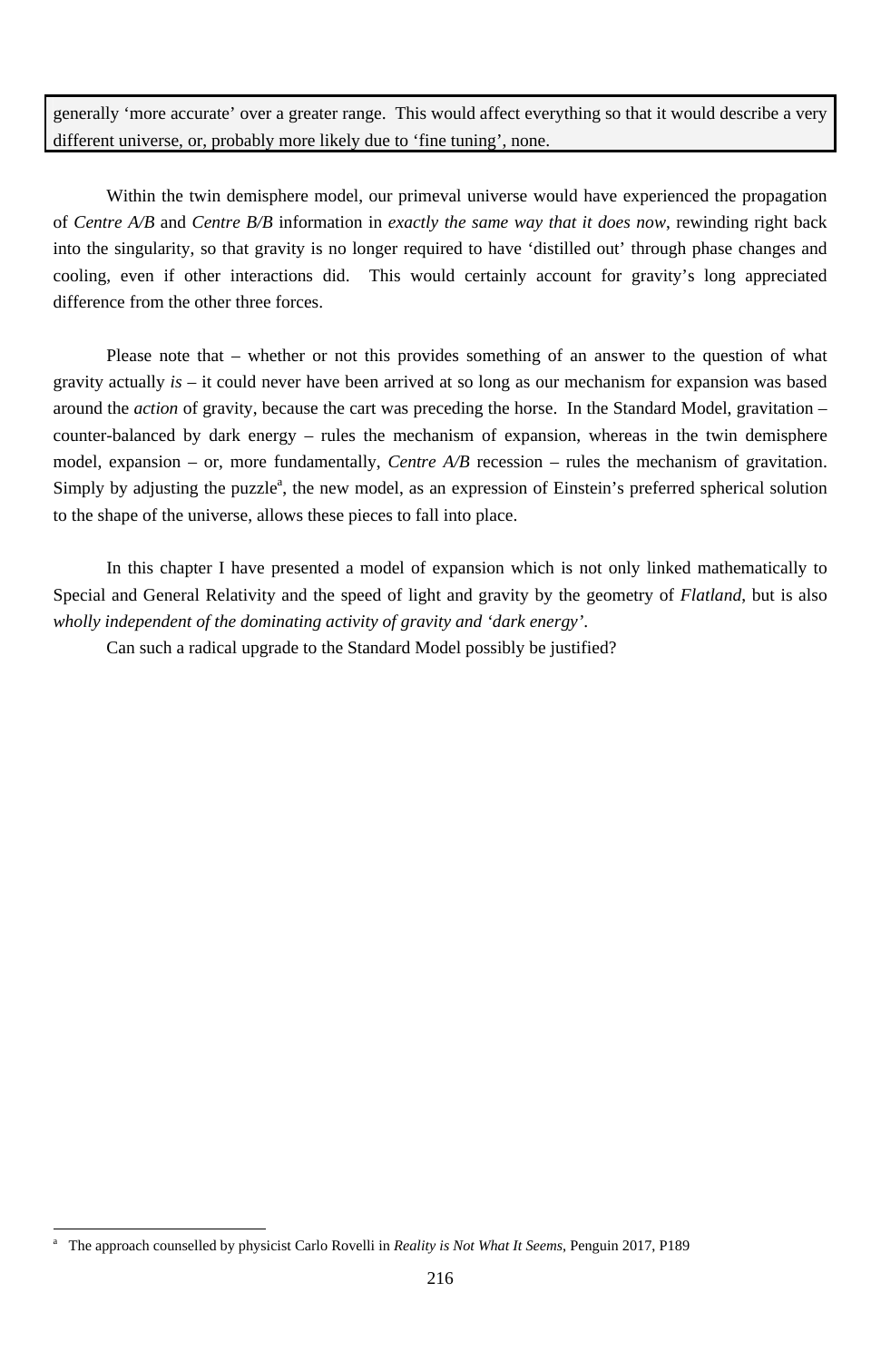generally 'more accurate' over a greater range. This would affect everything so that it would describe a very different universe, or, probably more likely due to 'fine tuning', none.

Within the twin demisphere model, our primeval universe would have experienced the propagation of *Centre A/B* and *Centre B/B* information in *exactly the same way that it does now*, rewinding right back into the singularity, so that gravity is no longer required to have 'distilled out' through phase changes and cooling, even if other interactions did. This would certainly account for gravity's long appreciated difference from the other three forces.

Please note that – whether or not this provides something of an answer to the question of what gravity actually *is* – it could never have been arrived at so long as our mechanism for expansion was based around the *action* of gravity, because the cart was preceding the horse. In the Standard Model, gravitation – counter-balanced by dark energy – rules the mechanism of expansion, whereas in the twin demisphere model, expansion – or, more fundamentally, *Centre A/B* recession – rules the mechanism of gravitation. Simply by adjusting the puzzle[a], the new model, as an expression of Einstein's preferred spherical solution to the shape of the universe, allows these pieces to fall into place.

In this chapter I have presented a model of expansion which is not only linked mathematically to Special and General Relativity and the speed of light and gravity by the geometry of *Flatland*, but is also *wholly independent of the dominating activity of gravity and 'dark energy'*.

Can such a radical upgrade to the Standard Model possibly be justified?

---

[a] The approach counselled by physicist Carlo Rovelli in *Reality is Not What It Seems*, Penguin 2017, P189